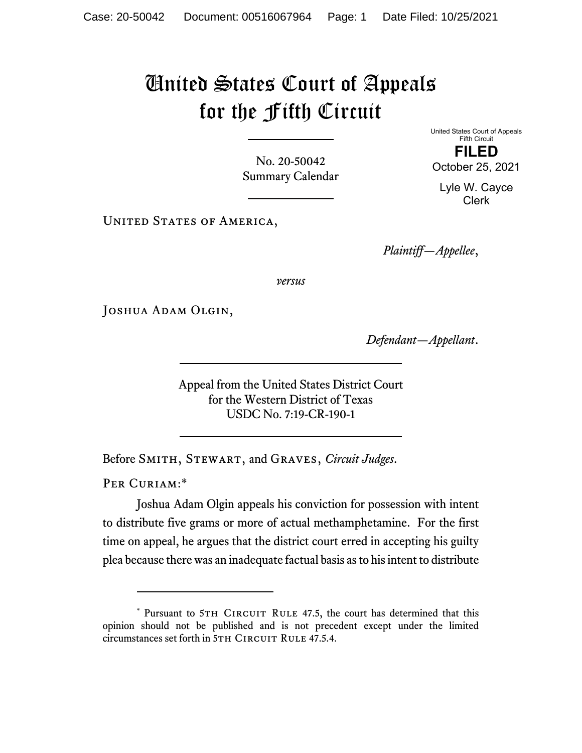# United States Court of Appeals for the Fifth Circuit

United States Court of Appeals
Fifth Circuit

**FILED**

October 25, 2021

Lyle W. Cayce
Clerk

No. 20-50042
Summary Calendar

United States of America,

*Plaintiff—Appellee*,

*versus*

Joshua Adam Olgin,

*Defendant—Appellant*.

Appeal from the United States District Court
for the Western District of Texas
USDC No. 7:19-CR-190-1

Before Smith, Stewart, and Graves, *Circuit Judges*.

Per Curiam:*

Joshua Adam Olgin appeals his conviction for possession with intent to distribute five grams or more of actual methamphetamine. For the first time on appeal, he argues that the district court erred in accepting his guilty plea because there was an inadequate factual basis as to his intent to distribute

\* Pursuant to 5th Circuit Rule 47.5, the court has determined that this opinion should not be published and is not precedent except under the limited circumstances set forth in 5th Circuit Rule 47.5.4.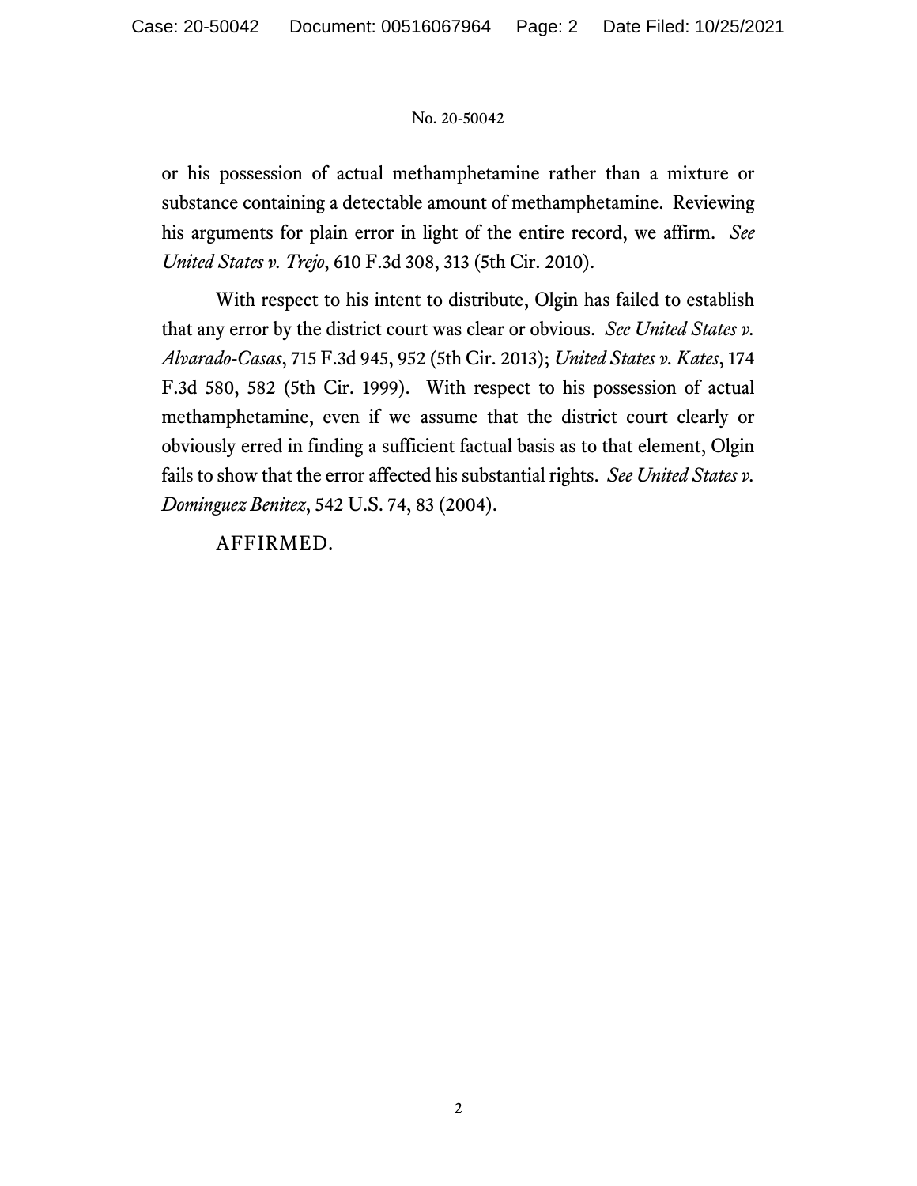or his possession of actual methamphetamine rather than a mixture or substance containing a detectable amount of methamphetamine. Reviewing his arguments for plain error in light of the entire record, we affirm. *See United States v. Trejo*, 610 F.3d 308, 313 (5th Cir. 2010).

With respect to his intent to distribute, Olgin has failed to establish that any error by the district court was clear or obvious. *See United States v. Alvarado-Casas*, 715 F.3d 945, 952 (5th Cir. 2013); *United States v. Kates*, 174 F.3d 580, 582 (5th Cir. 1999). With respect to his possession of actual methamphetamine, even if we assume that the district court clearly or obviously erred in finding a sufficient factual basis as to that element, Olgin fails to show that the error affected his substantial rights. *See United States v. Dominguez Benitez*, 542 U.S. 74, 83 (2004).

AFFIRMED.